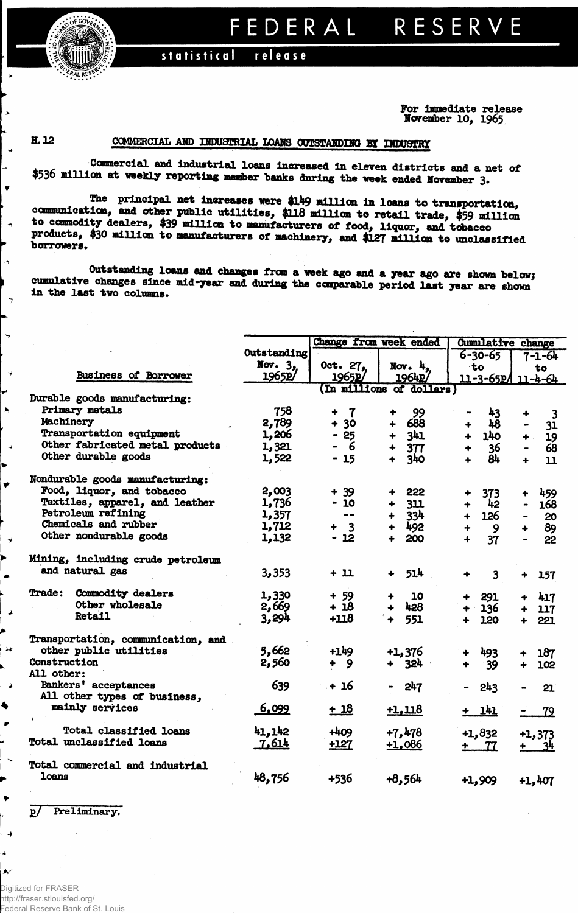# FEDERAL RESERVE

statistical release

For immediate release
November 10, 1965

H.12

## COMMERCIAL AND INDUSTRIAL LOANS OUTSTANDING BY INDUSTRY

Commercial and industrial loans increased in eleven districts and a net of $536 million at weekly reporting member banks during the week ended November 3.

The principal net increases were $149 million in loans to transportation, communication, and other public utilities, $118 million to retail trade, $59 million to commodity dealers, $39 million to manufacturers of food, liquor, and tobacco products, $30 million to manufacturers of machinery, and $127 million to unclassified borrowers.

Outstanding loans and changes from a week ago and a year ago are shown below; cumulative changes since mid-year and during the comparable period last year are shown in the last two columns.

| Business of Borrower | Outstanding Nov. 3, 1965p/ | Change from week ended Oct. 27, 1965p/ | Change from week ended Nov. 4, 1964p/ | Cumulative change 6-30-65 to 11-3-65p/ | Cumulative change 7-1-64 to 11-4-64 |
|---|---|---|---|---|---|
| | (In millions of dollars) | | | | |
| **Durable goods manufacturing:** | | | | | |
| Primary metals | 758 | + 7 | + 99 | - 43 | + 3 |
| Machinery | 2,789 | + 30 | + 688 | + 48 | - 31 |
| Transportation equipment | 1,206 | - 25 | + 341 | + 140 | + 19 |
| Other fabricated metal products | 1,321 | - 6 | + 377 | + 36 | - 68 |
| Other durable goods | 1,522 | - 15 | + 340 | + 84 | + 11 |
| **Nondurable goods manufacturing:** | | | | | |
| Food, liquor, and tobacco | 2,003 | + 39 | + 222 | + 373 | + 459 |
| Textiles, apparel, and leather | 1,736 | - 10 | + 311 | + 42 | - 168 |
| Petroleum refining | 1,357 | -- | + 334 | + 126 | - 20 |
| Chemicals and rubber | 1,712 | + 3 | + 492 | + 9 | + 89 |
| Other nondurable goods | 1,132 | - 12 | + 200 | + 37 | - 22 |
| Mining, including crude petroleum and natural gas | 3,353 | + 11 | + 514 | + 3 | + 157 |
| Trade: Commodity dealers | 1,330 | + 59 | + 10 | + 291 | + 417 |
| Other wholesale | 2,669 | + 18 | + 428 | + 136 | + 117 |
| Retail | 3,294 | +118 | + 551 | + 120 | + 221 |
| Transportation, communication, and other public utilities | 5,662 | +149 | +1,376 | + 493 | + 187 |
| Construction | 2,560 | + 9 | + 324 | + 39 | + 102 |
| **All other:** | | | | | |
| Bankers' acceptances | 639 | + 16 | - 247 | - 243 | - 21 |
| All other types of business, mainly services | 6,099 | + 18 | +1,118 | + 141 | - 79 |
| Total classified loans | 41,142 | +409 | +7,478 | +1,832 | +1,373 |
| Total unclassified loans | 7,614 | +127 | +1,086 | + 77 | + 34 |
| Total commercial and industrial loans | 48,756 | +536 | +8,564 | +1,909 | +1,407 |

p/ Preliminary.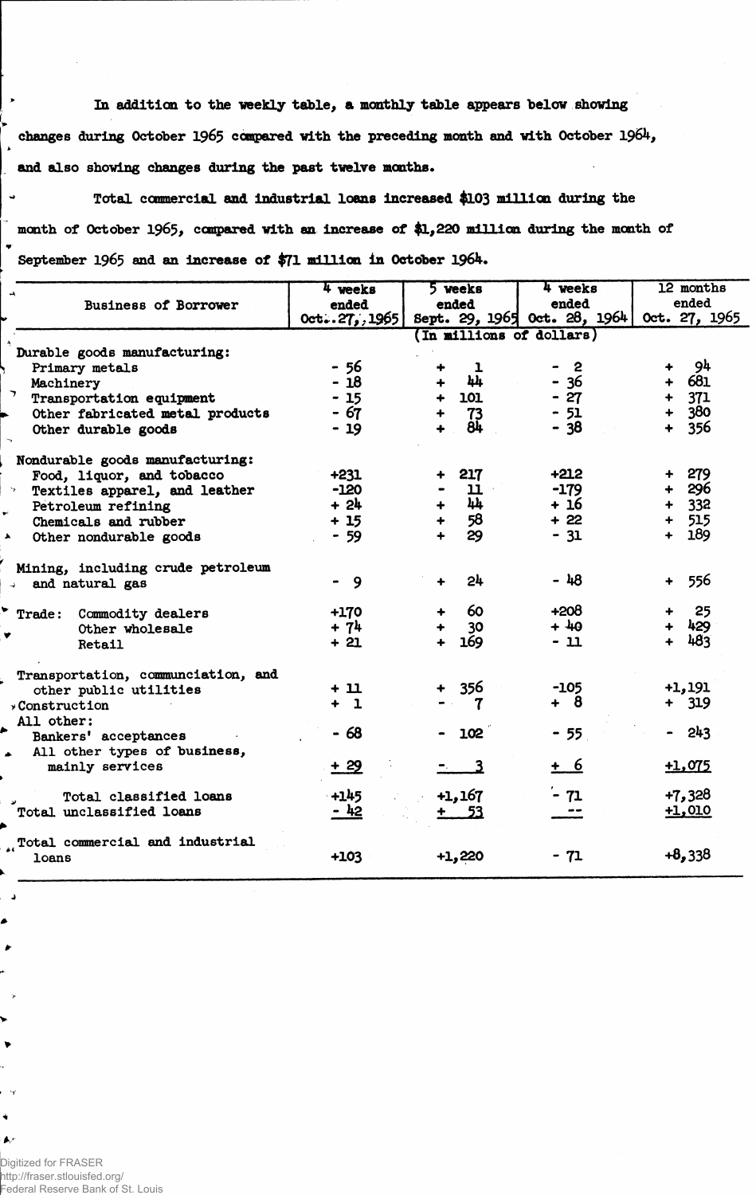In addition to the weekly table, a monthly table appears below showing changes during October 1965 compared with the preceding month and with October 1964, and also showing changes during the past twelve months.

Total commercial and industrial loans increased $103 million during the month of October 1965, compared with an increase of $1,220 million during the month of September 1965 and an increase of $71 million in October 1964.

| Business of Borrower | 4 weeks ended Oct. 27, 1965 | 5 weeks ended Sept. 29, 1965 | 4 weeks ended Oct. 28, 1964 | 12 months ended Oct. 27, 1965 |
|---|---|---|---|---|
| | (In millions of dollars) | | | |
| **Durable goods manufacturing:** | | | | |
| Primary metals | - 56 | + 1 | - 2 | + 94 |
| Machinery | - 18 | + 44 | - 36 | + 681 |
| Transportation equipment | - 15 | + 101 | - 27 | + 371 |
| Other fabricated metal products | - 67 | + 73 | - 51 | + 380 |
| Other durable goods | - 19 | + 84 | - 38 | + 356 |
| **Nondurable goods manufacturing:** | | | | |
| Food, liquor, and tobacco | +231 | + 217 | +212 | + 279 |
| Textiles apparel, and leather | -120 | - 11 | -179 | + 296 |
| Petroleum refining | + 24 | + 44 | + 16 | + 332 |
| Chemicals and rubber | + 15 | + 58 | + 22 | + 515 |
| Other nondurable goods | - 59 | + 29 | - 31 | + 189 |
| Mining, including crude petroleum and natural gas | - 9 | + 24 | - 48 | + 556 |
| Trade: Commodity dealers | +170 | + 60 | +208 | + 25 |
| Other wholesale | + 74 | + 30 | + 40 | + 429 |
| Retail | + 21 | + 169 | - 11 | + 483 |
| Transportation, communciation, and other public utilities | + 11 | + 356 | -105 | +1,191 |
| Construction | + 1 | - 7 | + 8 | + 319 |
| All other: | | | | |
| Bankers' acceptances | - 68 | - 102 | - 55 | - 243 |
| All other types of business, mainly services | + 29 | - 3 | + 6 | +1,075 |
| Total classified loans | +145 | +1,167 | - 71 | +7,328 |
| Total unclassified loans | - 42 | + 53 | -- | +1,010 |
| Total commercial and industrial loans | +103 | +1,220 | - 71 | +8,338 |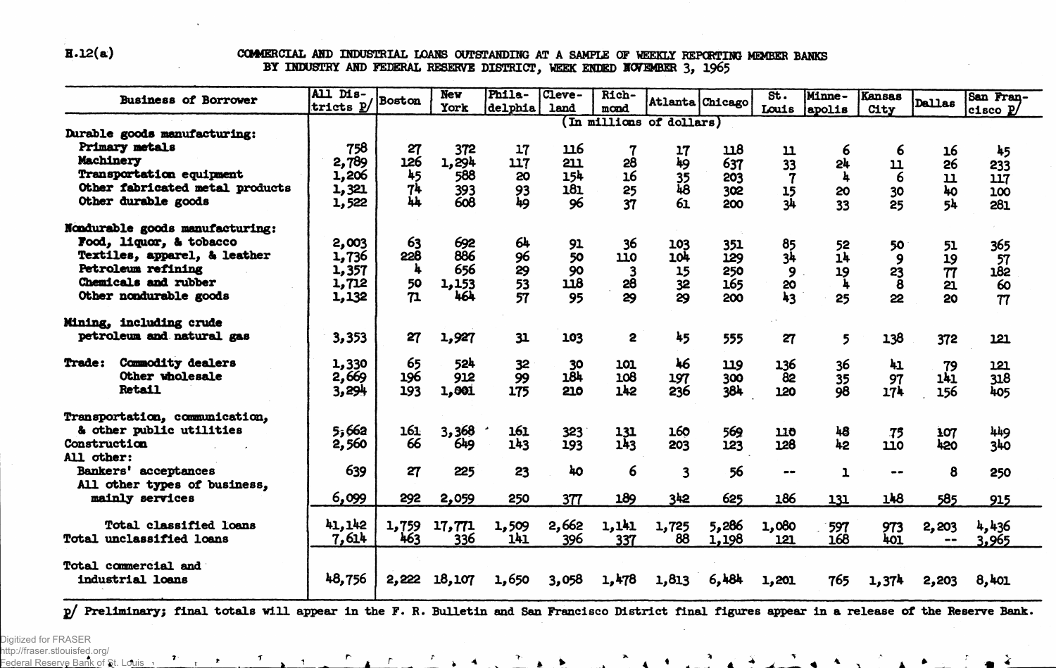H.12(a)

# COMMERCIAL AND INDUSTRIAL LOANS OUTSTANDING AT A SAMPLE OF WEEKLY REPORTING MEMBER BANKS BY INDUSTRY AND FEDERAL RESERVE DISTRICT, WEEK ENDED NOVEMBER 3, 1965

| Business of Borrower | All Districts p/ | Boston | New York | Philadelphia | Cleveland | Richmond | Atlanta | Chicago | St. Louis | Minneapolis | Kansas City | Dallas | San Francisco p/ |
|---|---|---|---|---|---|---|---|---|---|---|---|---|---|
| | | (In millions of dollars) | | | | | | | | | | | |
| **Durable goods manufacturing:** | | | | | | | | | | | | | |
| Primary metals | 758 | 27 | 372 | 17 | 116 | 7 | 17 | 118 | 11 | 6 | 6 | 16 | 45 |
| Machinery | 2,789 | 126 | 1,294 | 117 | 211 | 28 | 49 | 637 | 33 | 24 | 11 | 26 | 233 |
| Transportation equipment | 1,206 | 45 | 588 | 20 | 154 | 16 | 35 | 203 | 7 | 4 | 6 | 11 | 117 |
| Other fabricated metal products | 1,321 | 74 | 393 | 93 | 181 | 25 | 48 | 302 | 15 | 20 | 30 | 40 | 100 |
| Other durable goods | 1,522 | 44 | 608 | 49 | 96 | 37 | 61 | 200 | 34 | 33 | 25 | 54 | 281 |
| **Nondurable goods manufacturing:** | | | | | | | | | | | | | |
| Food, liquor, & tobacco | 2,003 | 63 | 692 | 64 | 91 | 36 | 103 | 351 | 85 | 52 | 50 | 51 | 365 |
| Textiles, apparel, & leather | 1,736 | 228 | 886 | 96 | 50 | 110 | 104 | 129 | 34 | 14 | 9 | 19 | 57 |
| Petroleum refining | 1,357 | 4 | 656 | 29 | 90 | 3 | 15 | 250 | 9 | 19 | 23 | 77 | 182 |
| Chemicals and rubber | 1,712 | 50 | 1,153 | 53 | 118 | 28 | 32 | 165 | 20 | 4 | 8 | 21 | 60 |
| Other nondurable goods | 1,132 | 71 | 464 | 57 | 95 | 29 | 29 | 200 | 43 | 25 | 22 | 20 | 77 |
| **Mining, including crude petroleum and natural gas** | 3,353 | 27 | 1,927 | 31 | 103 | 2 | 45 | 555 | 27 | 5 | 138 | 372 | 121 |
| **Trade:** Commodity dealers | 1,330 | 65 | 524 | 32 | 30 | 101 | 46 | 119 | 136 | 36 | 41 | 79 | 121 |
| Other wholesale | 2,669 | 196 | 912 | 99 | 184 | 108 | 197 | 300 | 82 | 35 | 97 | 141 | 318 |
| Retail | 3,294 | 193 | 1,001 | 175 | 210 | 142 | 236 | 384 | 120 | 98 | 174 | 156 | 405 |
| Transportation, communication, & other public utilities | 5,662 | 161 | 3,368 | 161 | 323 | 131 | 160 | 569 | 110 | 48 | 75 | 107 | 449 |
| Construction | 2,560 | 66 | 649 | 143 | 193 | 143 | 203 | 123 | 128 | 42 | 110 | 420 | 340 |
| All other: | | | | | | | | | | | | | |
| Bankers' acceptances | 639 | 27 | 225 | 23 | 40 | 6 | 3 | 56 | -- | 1 | -- | 8 | 250 |
| All other types of business, mainly services | 6,099 | 292 | 2,059 | 250 | 377 | 189 | 342 | 625 | 186 | 131 | 148 | 585 | 915 |
| Total classified loans | 41,142 | 1,759 | 17,771 | 1,509 | 2,662 | 1,141 | 1,725 | 5,286 | 1,080 | 597 | 973 | 2,203 | 4,436 |
| Total unclassified loans | 7,614 | 463 | 336 | 141 | 396 | 337 | 88 | 1,198 | 121 | 168 | 401 | -- | 3,965 |
| Total commercial and industrial loans | 48,756 | 2,222 | 18,107 | 1,650 | 3,058 | 1,478 | 1,813 | 6,484 | 1,201 | 765 | 1,374 | 2,203 | 8,401 |

p/ Preliminary; final totals will appear in the F. R. Bulletin and San Francisco District final figures appear in a release of the Reserve Bank.